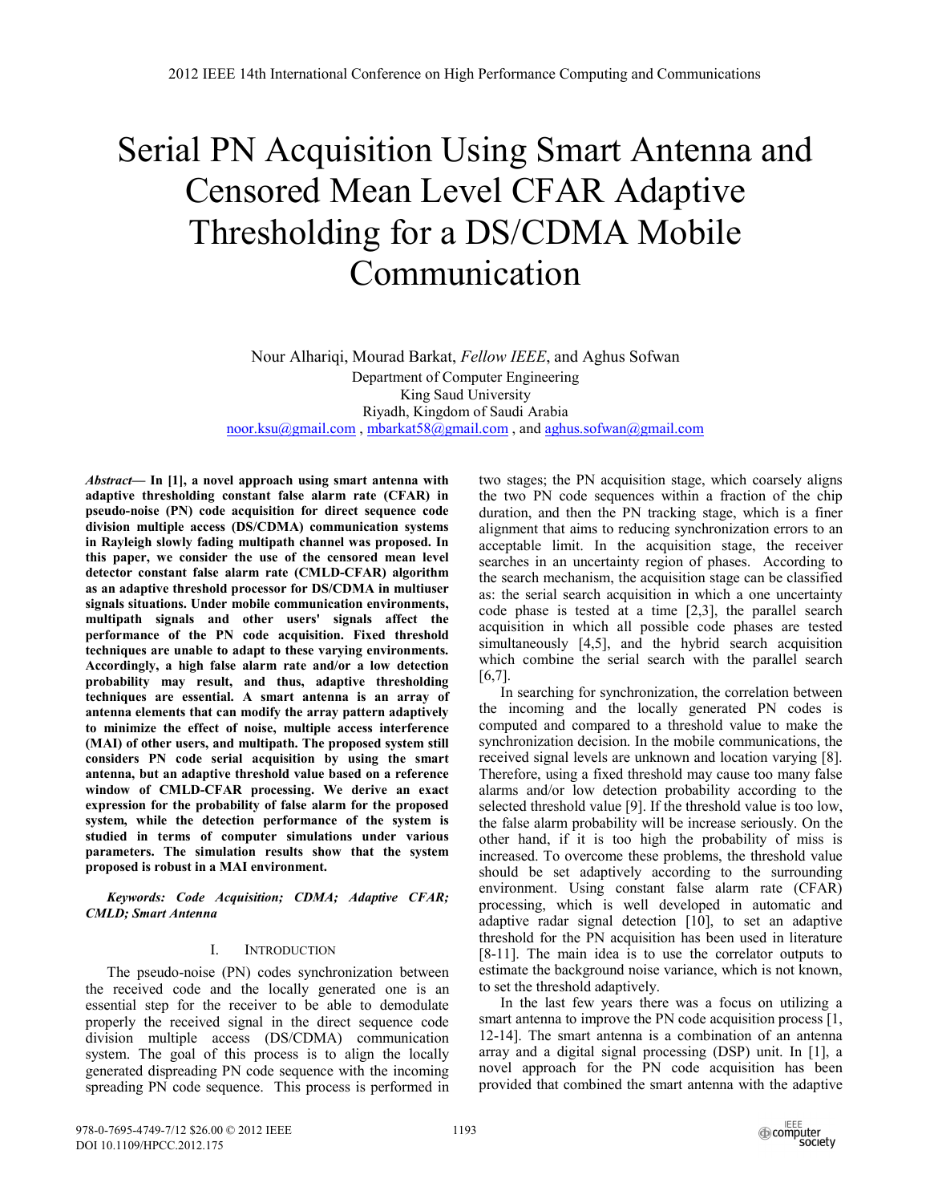# Serial PN Acquisition Using Smart Antenna and Censored Mean Level CFAR Adaptive Thresholding for a DS/CDMA Mobile Communication

Nour Alhariqi, Mourad Barkat, *Fellow IEEE*, and Aghus Sofwan

Department of Computer Engineering
King Saud University
Riyadh, Kingdom of Saudi Arabia

noor.ksu@gmail.com , mbarkat58@gmail.com , and aghus.sofwan@gmail.com

***Abstract*— In [1], a novel approach using smart antenna with adaptive thresholding constant false alarm rate (CFAR) in pseudo-noise (PN) code acquisition for direct sequence code division multiple access (DS/CDMA) communication systems in Rayleigh slowly fading multipath channel was proposed. In this paper, we consider the use of the censored mean level detector constant false alarm rate (CMLD-CFAR) algorithm as an adaptive threshold processor for DS/CDMA in multiuser signals situations. Under mobile communication environments, multipath signals and other users' signals affect the performance of the PN code acquisition. Fixed threshold techniques are unable to adapt to these varying environments. Accordingly, a high false alarm rate and/or a low detection probability may result, and thus, adaptive thresholding techniques are essential. A smart antenna is an array of antenna elements that can modify the array pattern adaptively to minimize the effect of noise, multiple access interference (MAI) of other users, and multipath. The proposed system still considers PN code serial acquisition by using the smart antenna, but an adaptive threshold value based on a reference window of CMLD-CFAR processing. We derive an exact expression for the probability of false alarm for the proposed system, while the detection performance of the system is studied in terms of computer simulations under various parameters. The simulation results show that the system proposed is robust in a MAI environment.**

***Keywords: Code Acquisition; CDMA; Adaptive CFAR; CMLD; Smart Antenna***

## I. Introduction

The pseudo-noise (PN) codes synchronization between the received code and the locally generated one is an essential step for the receiver to be able to demodulate properly the received signal in the direct sequence code division multiple access (DS/CDMA) communication system. The goal of this process is to align the locally generated dispreading PN code sequence with the incoming spreading PN code sequence. This process is performed in two stages; the PN acquisition stage, which coarsely aligns the two PN code sequences within a fraction of the chip duration, and then the PN tracking stage, which is a finer alignment that aims to reducing synchronization errors to an acceptable limit. In the acquisition stage, the receiver searches in an uncertainty region of phases. According to the search mechanism, the acquisition stage can be classified as: the serial search acquisition in which a one uncertainty code phase is tested at a time [2,3], the parallel search acquisition in which all possible code phases are tested simultaneously [4,5], and the hybrid search acquisition which combine the serial search with the parallel search [6,7].

In searching for synchronization, the correlation between the incoming and the locally generated PN codes is computed and compared to a threshold value to make the synchronization decision. In the mobile communications, the received signal levels are unknown and location varying [8]. Therefore, using a fixed threshold may cause too many false alarms and/or low detection probability according to the selected threshold value [9]. If the threshold value is too low, the false alarm probability will be increase seriously. On the other hand, if it is too high the probability of miss is increased. To overcome these problems, the threshold value should be set adaptively according to the surrounding environment. Using constant false alarm rate (CFAR) processing, which is well developed in automatic and adaptive radar signal detection [10], to set an adaptive threshold for the PN acquisition has been used in literature [8-11]. The main idea is to use the correlator outputs to estimate the background noise variance, which is not known, to set the threshold adaptively.

In the last few years there was a focus on utilizing a smart antenna to improve the PN code acquisition process [1, 12-14]. The smart antenna is a combination of an antenna array and a digital signal processing (DSP) unit. In [1], a novel approach for the PN code acquisition has been provided that combined the smart antenna with the adaptive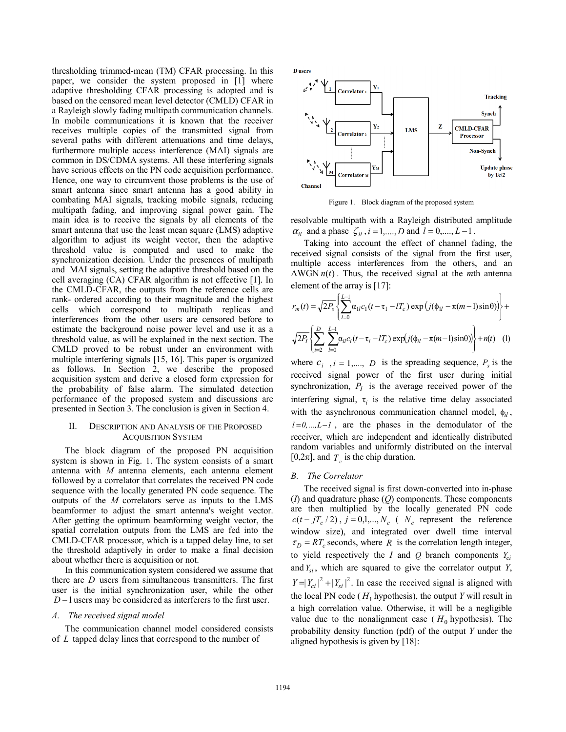thresholding trimmed-mean (TM) CFAR processing. In this paper, we consider the system proposed in [1] where adaptive thresholding CFAR processing is adopted and is based on the censored mean level detector (CMLD) CFAR in a Rayleigh slowly fading multipath communication channels. In mobile communications it is known that the receiver receives multiple copies of the transmitted signal from several paths with different attenuations and time delays, furthermore multiple access interference (MAI) signals are common in DS/CDMA systems. All these interfering signals have serious effects on the PN code acquisition performance. Hence, one way to circumvent those problems is the use of smart antenna since smart antenna has a good ability in combating MAI signals, tracking mobile signals, reducing multipath fading, and improving signal power gain. The main idea is to receive the signals by all elements of the smart antenna that use the least mean square (LMS) adaptive algorithm to adjust its weight vector, then the adaptive threshold value is computed and used to make the synchronization decision. Under the presences of multipath and MAI signals, setting the adaptive threshold based on the cell averaging (CA) CFAR algorithm is not effective [1]. In the CMLD-CFAR, the outputs from the reference cells are rank- ordered according to their magnitude and the highest cells which correspond to multipath replicas and interferences from the other users are censored before to estimate the background noise power level and use it as a threshold value, as will be explained in the next section. The CMLD proved to be robust under an environment with multiple interfering signals [15, 16]. This paper is organized as follows. In Section 2, we describe the proposed acquisition system and derive a closed form expression for the probability of false alarm. The simulated detection performance of the proposed system and discussions are presented in Section 3. The conclusion is given in Section 4.

## II. Description and Analysis of the Proposed Acquisition System

The block diagram of the proposed PN acquisition system is shown in Fig. 1. The system consists of a smart antenna with $M$ antenna elements, each antenna element followed by a correlator that correlates the received PN code sequence with the locally generated PN code sequence. The outputs of the $M$ correlators serve as inputs to the LMS beamformer to adjust the smart antenna's weight vector. After getting the optimum beamforming weight vector, the spatial correlation outputs from the LMS are fed into the CMLD-CFAR processor, which is a tapped delay line, to set the threshold adaptively in order to make a final decision about whether there is acquisition or not.

In this communication system considered we assume that there are $D$ users from simultaneous transmitters. The first user is the initial synchronization user, while the other $D-1$ users may be considered as interferers to the first user.

### A. The received signal model

The communication channel model considered consists of $L$ tapped delay lines that correspond to the number of

D users — Correlator 1 ($Y_1$), Correlator 2 ($Y_2$), ..., Correlator M ($Y_M$) → LMS → Z → CMLD-CFAR Processor → Synch: Tracking; Non-Synch: Update phase by Tc/2. Channel

Figure 1. Block diagram of the proposed system

resolvable multipath with a Rayleigh distributed amplitude $\alpha_{il}$ and a phase $\zeta_{il}$, $i=1,....,D$ and $l=0,....,L-1$.

Taking into account the effect of channel fading, the received signal consists of the signal from the first user, multiple access interferences from the others, and an AWGN $n(t)$. Thus, the received signal at the $m$th antenna element of the array is [17]:

$$r_m(t)=\sqrt{2P_s}\left\{\sum_{l=0}^{L-1}\alpha_{1l}c_1(t-\tau_1-lT_c)\exp\left(j(\phi_{1l}-\pi(m-1)\sin\theta)\right)\right\}+$$
$$\sqrt{2P_I}\left\{\sum_{i=2}^{D}\sum_{l=0}^{L-1}\alpha_{il}c_i(t-\tau_i-lT_c)\exp\left(j(\phi_{il}-\pi(m-1)\sin\theta)\right)\right\}+n(t) \quad (1)$$

where $c_i$ , $i=1,....,D$ is the spreading sequence, $P_s$ is the received signal power of the first user during initial synchronization, $P_I$ is the average received power of the interfering signal, $\tau_i$ is the relative time delay associated with the asynchronous communication channel model, $\phi_{il}$, $l=0,...,L-1$, are the phases in the demodulator of the receiver, which are independent and identically distributed random variables and uniformly distributed on the interval [0,2π], and $T_c$ is the chip duration.

### B. The Correlator

The received signal is first down-converted into in-phase ($I$) and quadrature phase ($Q$) components. These components are then multiplied by the locally generated PN code $c(t-jT_c/2)$, $j=0,1,...,N_c$ ( $N_c$ represent the reference window size), and integrated over dwell time interval $\tau_D=RT_c$ seconds, where $R$ is the correlation length integer, to yield respectively the $I$ and $Q$ branch components $Y_{ci}$ and $Y_{si}$, which are squared to give the correlator output $Y$, $Y=|Y_{ci}|^2+|Y_{si}|^2$. In case the received signal is aligned with the local PN code ($H_1$ hypothesis), the output $Y$ will result in a high correlation value. Otherwise, it will be a negligible value due to the nonalignment case ($H_0$ hypothesis). The probability density function (pdf) of the output $Y$ under the aligned hypothesis is given by [18]: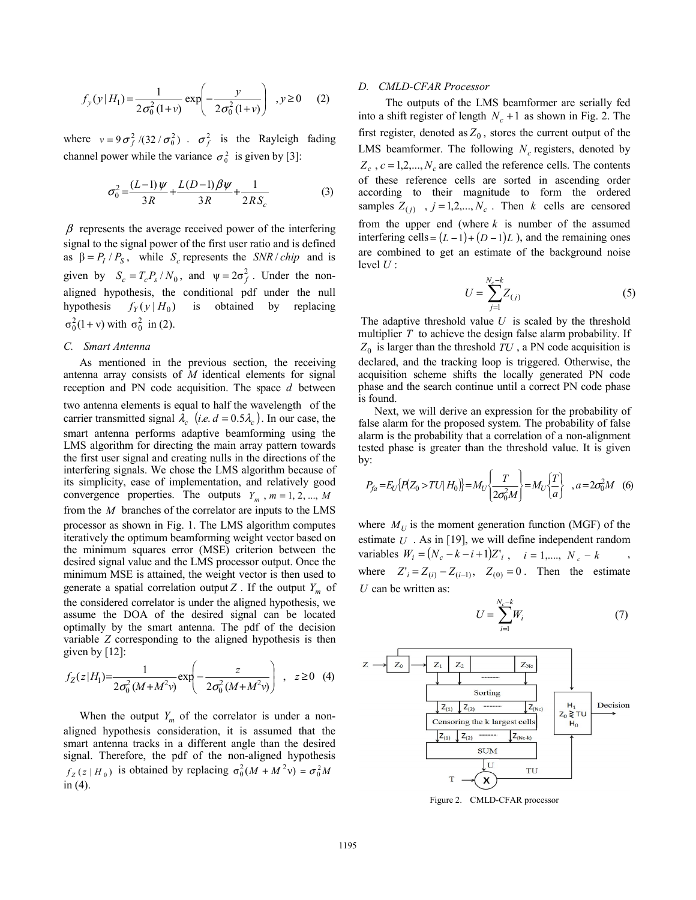$$f_y(y\,|\,H_1) = \frac{1}{2\sigma_0^2(1+v)}\exp\left(-\frac{y}{2\sigma_0^2(1+v)}\right) \quad, y \geq 0 \qquad (2)$$

where $v = 9\sigma_f^2/(32/\sigma_0^2)$ . $\sigma_f^2$ is the Rayleigh fading channel power while the variance $\sigma_0^2$ is given by [3]:

$$\sigma_0^2 = \frac{(L-1)\psi}{3R} + \frac{L(D-1)\beta\psi}{3R} + \frac{1}{2RS_c} \qquad (3)$$

$\beta$ represents the average received power of the interfering signal to the signal power of the first user ratio and is defined as $\beta = P_I / P_S$, while $S_c$ represents the $SNR/chip$ and is given by $S_c = T_c P_s / N_0$, and $\psi = 2\sigma_f^2$. Under the non-aligned hypothesis, the conditional pdf under the null hypothesis $f_Y(y\,|\,H_0)$ is obtained by replacing $\sigma_0^2(1+v)$ with $\sigma_0^2$ in (2).

### C. Smart Antenna

As mentioned in the previous section, the receiving antenna array consists of $M$ identical elements for signal reception and PN code acquisition. The space $d$ between two antenna elements is equal to half the wavelength of the carrier transmitted signal $\lambda_c$ $(i.e.\ d = 0.5\lambda_c)$. In our case, the smart antenna performs adaptive beamforming using the LMS algorithm for directing the main array pattern towards the first user signal and creating nulls in the directions of the interfering signals. We chose the LMS algorithm because of its simplicity, ease of implementation, and relatively good convergence properties. The outputs $Y_m$ , $m = 1, 2, ..., M$ from the $M$ branches of the correlator are inputs to the LMS processor as shown in Fig. 1. The LMS algorithm computes iteratively the optimum beamforming weight vector based on the minimum squares error (MSE) criterion between the desired signal value and the LMS processor output. Once the minimum MSE is attained, the weight vector is then used to generate a spatial correlation output $Z$ . If the output $Y_m$ of the considered correlator is under the aligned hypothesis, we assume the DOA of the desired signal can be located optimally by the smart antenna. The pdf of the decision variable $Z$ corresponding to the aligned hypothesis is then given by [12]:

$$f_Z(z\,|\,H_1) = \frac{1}{2\sigma_0^2(M+M^2v)}\exp\left(-\frac{z}{2\sigma_0^2(M+M^2v)}\right) \quad , \quad z \geq 0 \quad (4)$$

When the output $Y_m$ of the correlator is under a non-aligned hypothesis consideration, it is assumed that the smart antenna tracks in a different angle than the desired signal. Therefore, the pdf of the non-aligned hypothesis $f_Z(z\,|\,H_0)$ is obtained by replacing $\sigma_0^2(M + M^2 v) = \sigma_0^2 M$ in (4).

### D. CMLD-CFAR Processor

The outputs of the LMS beamformer are serially fed into a shift register of length $N_c + 1$ as shown in Fig. 2. The first register, denoted as $Z_0$, stores the current output of the LMS beamformer. The following $N_c$ registers, denoted by $Z_c$ , $c = 1,2,..., N_c$ are called the reference cells. The contents of these reference cells are sorted in ascending order according to their magnitude to form the ordered samples $Z_{(j)}$ , $j = 1,2,..., N_c$ . Then $k$ cells are censored from the upper end (where $k$ is number of the assumed interfering cells $= (L-1) + (D-1)L$ ), and the remaining ones are combined to get an estimate of the background noise level $U$ :

$$U = \sum_{j=1}^{N_c - k} Z_{(j)} \qquad (5)$$

The adaptive threshold value $U$ is scaled by the threshold multiplier $T$ to achieve the design false alarm probability. If $Z_0$ is larger than the threshold $TU$ , a PN code acquisition is declared, and the tracking loop is triggered. Otherwise, the acquisition scheme shifts the locally generated PN code phase and the search continue until a correct PN code phase is found.

Next, we will derive an expression for the probability of false alarm for the proposed system. The probability of false alarm is the probability that a correlation of a non-alignment tested phase is greater than the threshold value. It is given by:

$$P_{fa} = E_U\{P(Z_0 > TU\,|\,H_0)\} = M_U\left\{\frac{T}{2\sigma_0^2 M}\right\} = M_U\left\{\frac{T}{a}\right\} \quad , a = 2\sigma_0^2 M \quad (6)$$

where $M_U$ is the moment generation function (MGF) of the estimate $U$ . As in [19], we will define independent random variables $W_i = (N_c - k - i + 1)Z'_i$ , $i = 1,...., N_c - k$ , where $Z'_i = Z_{(i)} - Z_{(i-1)}$, $Z_{(0)} = 0$ . Then the estimate $U$ can be written as:

$$U = \sum_{i=1}^{N_c - k} W_i \qquad (7)$$

Figure 2. CMLD-CFAR processor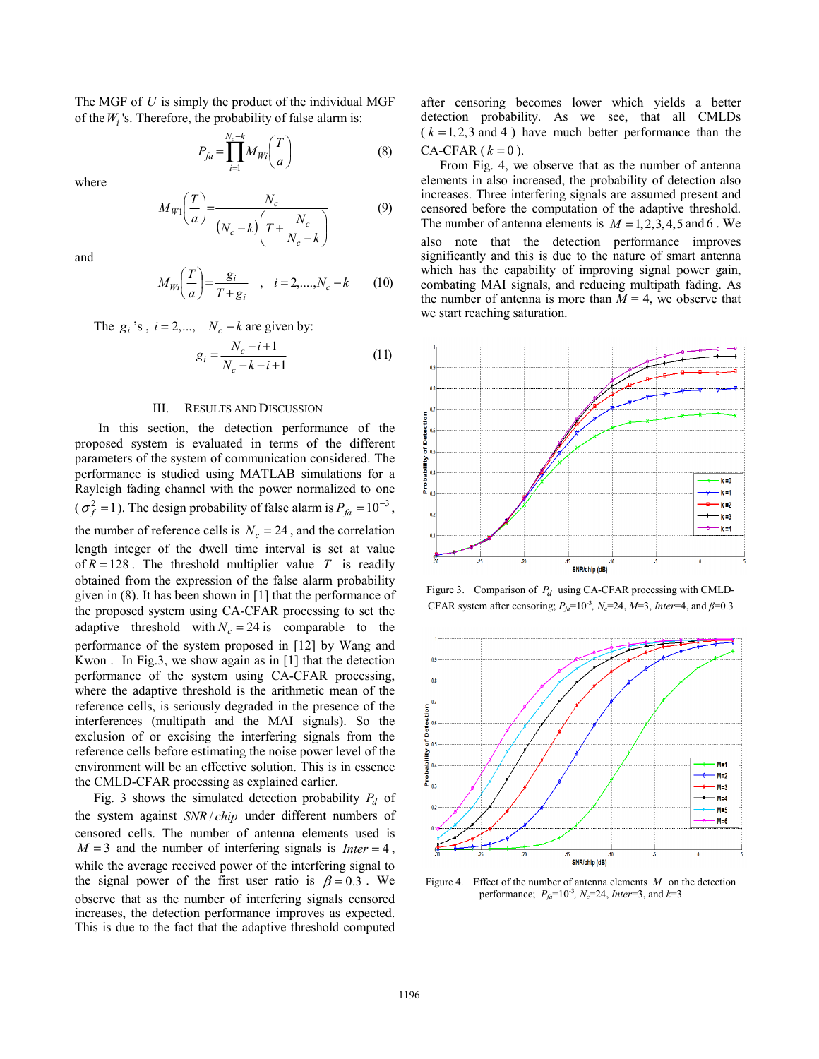The MGF of $U$ is simply the product of the individual MGF of the $W_i$'s. Therefore, the probability of false alarm is:

$$P_{fa} = \prod_{i=1}^{N_c-k} M_{Wi}\left(\frac{T}{a}\right) \tag{8}$$

where

$$M_{W1}\left(\frac{T}{a}\right) = \frac{N_c}{(N_c-k)\left(T + \dfrac{N_c}{N_c-k}\right)} \tag{9}$$

and

$$M_{Wi}\left(\frac{T}{a}\right) = \frac{g_i}{T+g_i} \quad , \quad i = 2,\ldots,N_c-k \tag{10}$$

The $g_i$'s, $i = 2,\ldots,\ N_c-k$ are given by:

$$g_i = \frac{N_c - i + 1}{N_c - k - i + 1} \tag{11}$$

## III. Results and Discussion

In this section, the detection performance of the proposed system is evaluated in terms of the different parameters of the system of communication considered. The performance is studied using MATLAB simulations for a Rayleigh fading channel with the power normalized to one ($\sigma_f^2 = 1$). The design probability of false alarm is $P_{fa} = 10^{-3}$, the number of reference cells is $N_c = 24$, and the correlation length integer of the dwell time interval is set at value of $R = 128$. The threshold multiplier value $T$ is readily obtained from the expression of the false alarm probability given in (8). It has been shown in [1] that the performance of the proposed system using CA-CFAR processing to set the adaptive threshold with $N_c = 24$ is comparable to the performance of the system proposed in [12] by Wang and Kwon. In Fig.3, we show again as in [1] that the detection performance of the system using CA-CFAR processing, where the adaptive threshold is the arithmetic mean of the reference cells, is seriously degraded in the presence of the interferences (multipath and the MAI signals). So the exclusion of or excising the interfering signals from the reference cells before estimating the noise power level of the environment will be an effective solution. This is in essence the CMLD-CFAR processing as explained earlier.

Fig. 3 shows the simulated detection probability $P_d$ of the system against $SNR/chip$ under different numbers of censored cells. The number of antenna elements used is $M = 3$ and the number of interfering signals is $Inter = 4$, while the average received power of the interfering signal to the signal power of the first user ratio is $\beta = 0.3$. We observe that as the number of interfering signals censored increases, the detection performance improves as expected. This is due to the fact that the adaptive threshold computed after censoring becomes lower which yields a better detection probability. As we see, that all CMLDs ($k = 1,2,3$ and $4$) have much better performance than the CA-CFAR ($k = 0$).

From Fig. 4, we observe that as the number of antenna elements in also increased, the probability of detection also increases. Three interfering signals are assumed present and censored before the computation of the adaptive threshold. The number of antenna elements is $M = 1,2,3,4,5$ and $6$. We also note that the detection performance improves significantly and this is due to the nature of smart antenna which has the capability of improving signal power gain, combating MAI signals, and reducing multipath fading. As the number of antenna is more than $M = 4$, we observe that we start reaching saturation.

Figure 3. Comparison of $P_d$ using CA-CFAR processing with CMLD-CFAR system after censoring; $P_{fa}$=$10^{-3}$, $N_c$=24, $M$=3, $Inter$=4, and $\beta$=0.3

Figure 4. Effect of the number of antenna elements $M$ on the detection performance; $P_{fa}$=$10^{-3}$, $N_c$=24, $Inter$=3, and $k$=3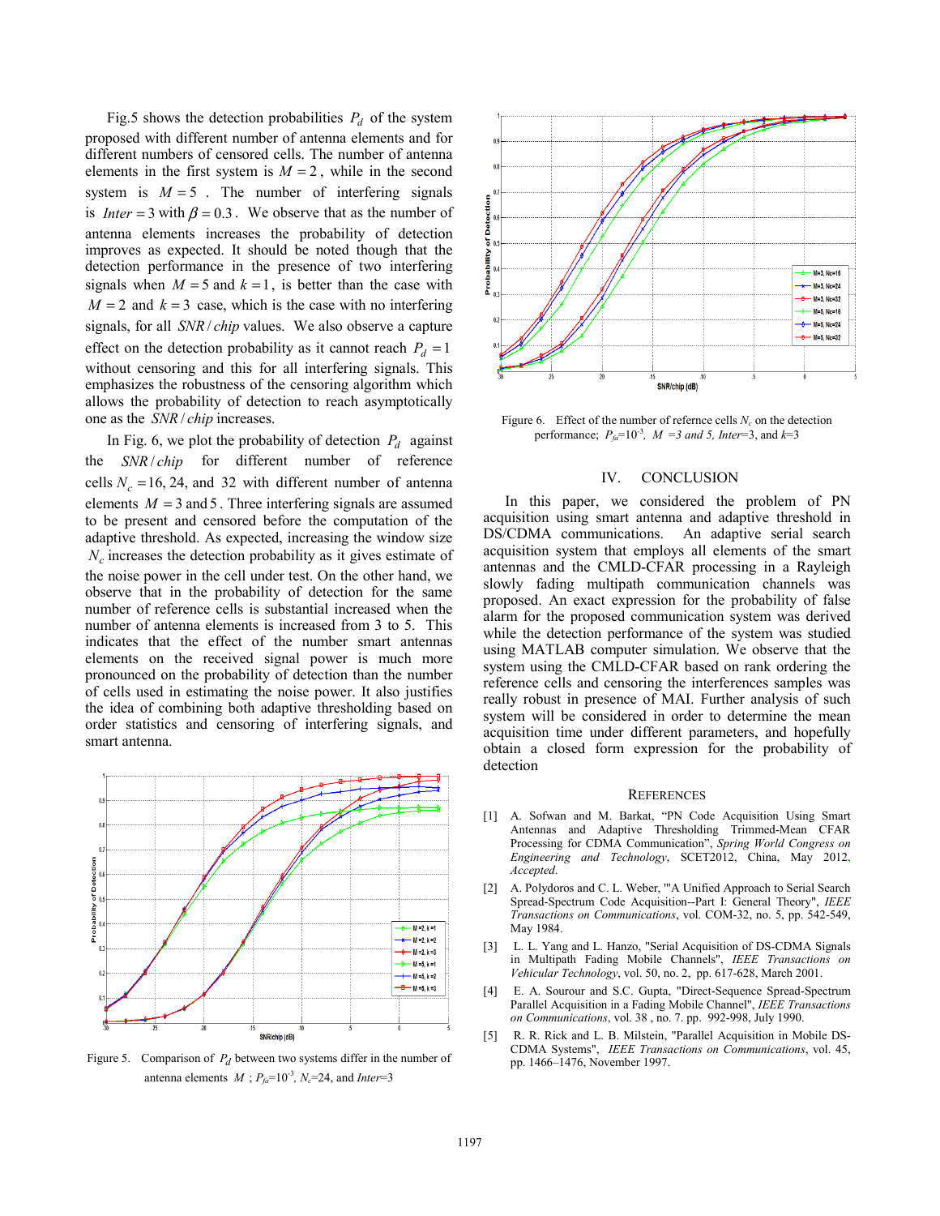Fig.5 shows the detection probabilities $P_d$ of the system proposed with different number of antenna elements and for different numbers of censored cells. The number of antenna elements in the first system is $M = 2$, while in the second system is $M = 5$. The number of interfering signals is $Inter = 3$ with $\beta = 0.3$. We observe that as the number of antenna elements increases the probability of detection improves as expected. It should be noted though that the detection performance in the presence of two interfering signals when $M = 5$ and $k = 1$, is better than the case with $M = 2$ and $k = 3$ case, which is the case with no interfering signals, for all $SNR/chip$ values. We also observe a capture effect on the detection probability as it cannot reach $P_d = 1$ without censoring and this for all interfering signals. This emphasizes the robustness of the censoring algorithm which allows the probability of detection to reach asymptotically one as the $SNR/chip$ increases.

In Fig. 6, we plot the probability of detection $P_d$ against the $SNR/chip$ for different number of reference cells $N_c = 16$, 24, and 32 with different number of antenna elements $M = 3$ and 5. Three interfering signals are assumed to be present and censored before the computation of the adaptive threshold. As expected, increasing the window size $N_c$ increases the detection probability as it gives estimate of the noise power in the cell under test. On the other hand, we observe that in the probability of detection for the same number of reference cells is substantial increased when the number of antenna elements is increased from 3 to 5. This indicates that the effect of the number smart antennas elements on the received signal power is much more pronounced on the probability of detection than the number of cells used in estimating the noise power. It also justifies the idea of combining both adaptive thresholding based on order statistics and censoring of interfering signals, and smart antenna.

Figure 5. Comparison of $P_d$ between two systems differ in the number of antenna elements $M$ ; $P_{fa}$=$10^{-3}$, $N_c$=24, and *Inter*=3

Figure 6. Effect of the number of refernce cells $N_c$ on the detection performance; $P_{fa}$=$10^{-3}$, $M$ =3 and 5, *Inter*=3, and $k$=3

## IV. CONCLUSION

In this paper, we considered the problem of PN acquisition using smart antenna and adaptive threshold in DS/CDMA communications. An adaptive serial search acquisition system that employs all elements of the smart antennas and the CMLD-CFAR processing in a Rayleigh slowly fading multipath communication channels was proposed. An exact expression for the probability of false alarm for the proposed communication system was derived while the detection performance of the system was studied using MATLAB computer simulation. We observe that the system using the CMLD-CFAR based on rank ordering the reference cells and censoring the interferences samples was really robust in presence of MAI. Further analysis of such system will be considered in order to determine the mean acquisition time under different parameters, and hopefully obtain a closed form expression for the probability of detection

## REFERENCES

[1] A. Sofwan and M. Barkat, "PN Code Acquisition Using Smart Antennas and Adaptive Thresholding Trimmed-Mean CFAR Processing for CDMA Communication", *Spring World Congress on Engineering and Technology*, SCET2012, China, May 2012, *Accepted*.

[2] A. Polydoros and C. L. Weber, "'A Unified Approach to Serial Search Spread-Spectrum Code Acquisition--Part I: General Theory", *IEEE Transactions on Communications*, vol. COM-32, no. 5, pp. 542-549, May 1984.

[3] L. L. Yang and L. Hanzo, "Serial Acquisition of DS-CDMA Signals in Multipath Fading Mobile Channels", *IEEE Transactions on Vehicular Technology*, vol. 50, no. 2, pp. 617-628, March 2001.

[4] E. A. Sourour and S.C. Gupta, "Direct-Sequence Spread-Spectrum Parallel Acquisition in a Fading Mobile Channel", *IEEE Transactions on Communications*, vol. 38 , no. 7. pp. 992-998, July 1990.

[5] R. R. Rick and L. B. Milstein, "Parallel Acquisition in Mobile DS-CDMA Systems", *IEEE Transactions on Communications*, vol. 45, pp. 1466–1476, November 1997.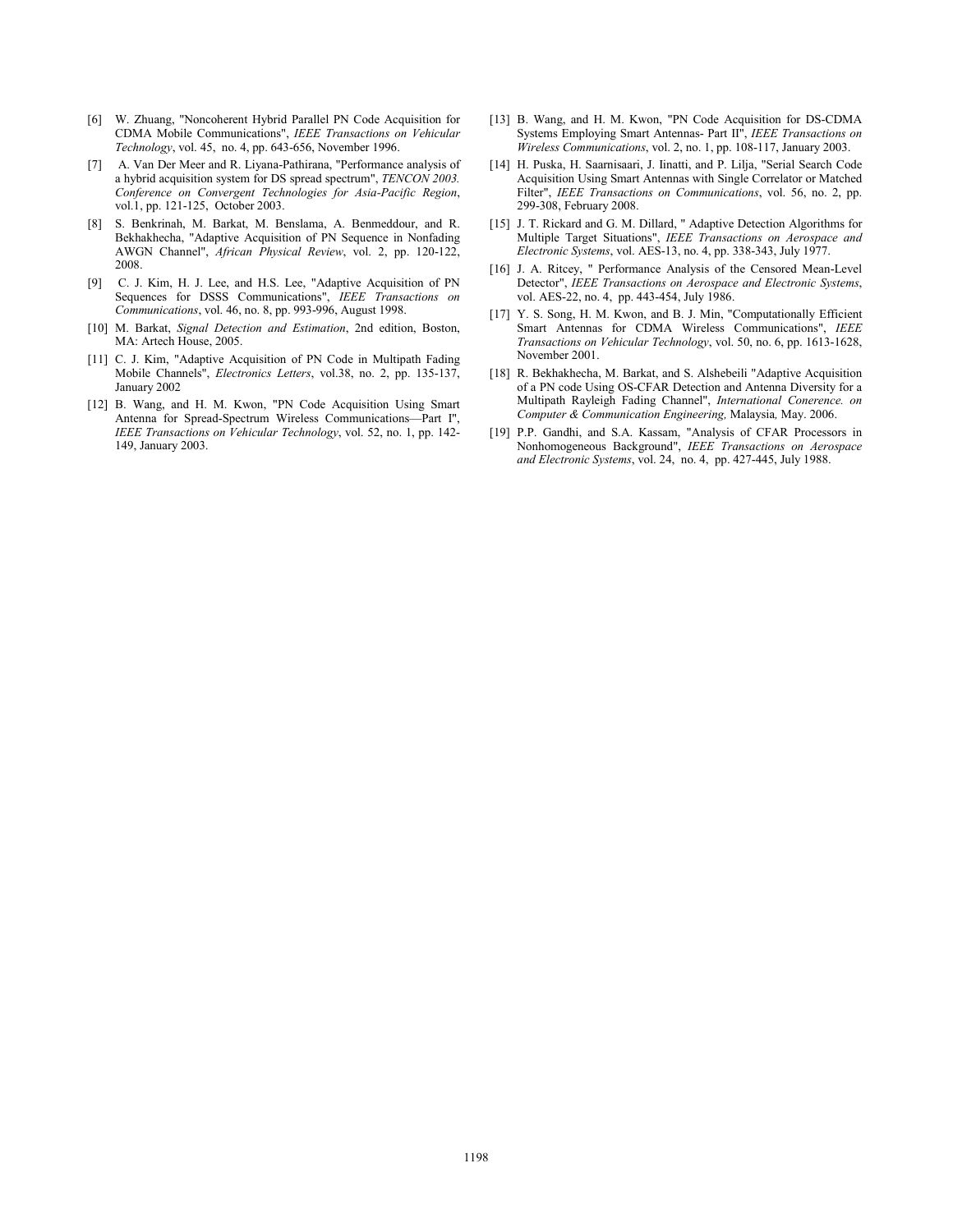[6] W. Zhuang, "Noncoherent Hybrid Parallel PN Code Acquisition for CDMA Mobile Communications", *IEEE Transactions on Vehicular Technology*, vol. 45, no. 4, pp. 643-656, November 1996.

[7] A. Van Der Meer and R. Liyana-Pathirana, "Performance analysis of a hybrid acquisition system for DS spread spectrum", *TENCON 2003. Conference on Convergent Technologies for Asia-Pacific Region*, vol.1, pp. 121-125, October 2003.

[8] S. Benkrinah, M. Barkat, M. Benslama, A. Benmeddour, and R. Bekhakhecha, "Adaptive Acquisition of PN Sequence in Nonfading AWGN Channel", *African Physical Review*, vol. 2, pp. 120-122, 2008.

[9] C. J. Kim, H. J. Lee, and H.S. Lee, "Adaptive Acquisition of PN Sequences for DSSS Communications", *IEEE Transactions on Communications*, vol. 46, no. 8, pp. 993-996, August 1998.

[10] M. Barkat, *Signal Detection and Estimation*, 2nd edition, Boston, MA: Artech House, 2005.

[11] C. J. Kim, "Adaptive Acquisition of PN Code in Multipath Fading Mobile Channels", *Electronics Letters*, vol.38, no. 2, pp. 135-137, January 2002

[12] B. Wang, and H. M. Kwon, "PN Code Acquisition Using Smart Antenna for Spread-Spectrum Wireless Communications—Part I", *IEEE Transactions on Vehicular Technology*, vol. 52, no. 1, pp. 142-149, January 2003.

[13] B. Wang, and H. M. Kwon, "PN Code Acquisition for DS-CDMA Systems Employing Smart Antennas- Part II", *IEEE Transactions on Wireless Communications*, vol. 2, no. 1, pp. 108-117, January 2003.

[14] H. Puska, H. Saarnisaari, J. Iinatti, and P. Lilja, "Serial Search Code Acquisition Using Smart Antennas with Single Correlator or Matched Filter", *IEEE Transactions on Communications*, vol. 56, no. 2, pp. 299-308, February 2008.

[15] J. T. Rickard and G. M. Dillard, " Adaptive Detection Algorithms for Multiple Target Situations", *IEEE Transactions on Aerospace and Electronic Systems*, vol. AES-13, no. 4, pp. 338-343, July 1977.

[16] J. A. Ritcey, " Performance Analysis of the Censored Mean-Level Detector", *IEEE Transactions on Aerospace and Electronic Systems*, vol. AES-22, no. 4, pp. 443-454, July 1986.

[17] Y. S. Song, H. M. Kwon, and B. J. Min, "Computationally Efficient Smart Antennas for CDMA Wireless Communications", *IEEE Transactions on Vehicular Technology*, vol. 50, no. 6, pp. 1613-1628, November 2001.

[18] R. Bekhakhecha, M. Barkat, and S. Alshebeili "Adaptive Acquisition of a PN code Using OS-CFAR Detection and Antenna Diversity for a Multipath Rayleigh Fading Channel", *International Conerence. on Computer & Communication Engineering,* Malaysia*,* May. 2006.

[19] P.P. Gandhi, and S.A. Kassam, "Analysis of CFAR Processors in Nonhomogeneous Background", *IEEE Transactions on Aerospace and Electronic Systems*, vol. 24, no. 4, pp. 427-445, July 1988.